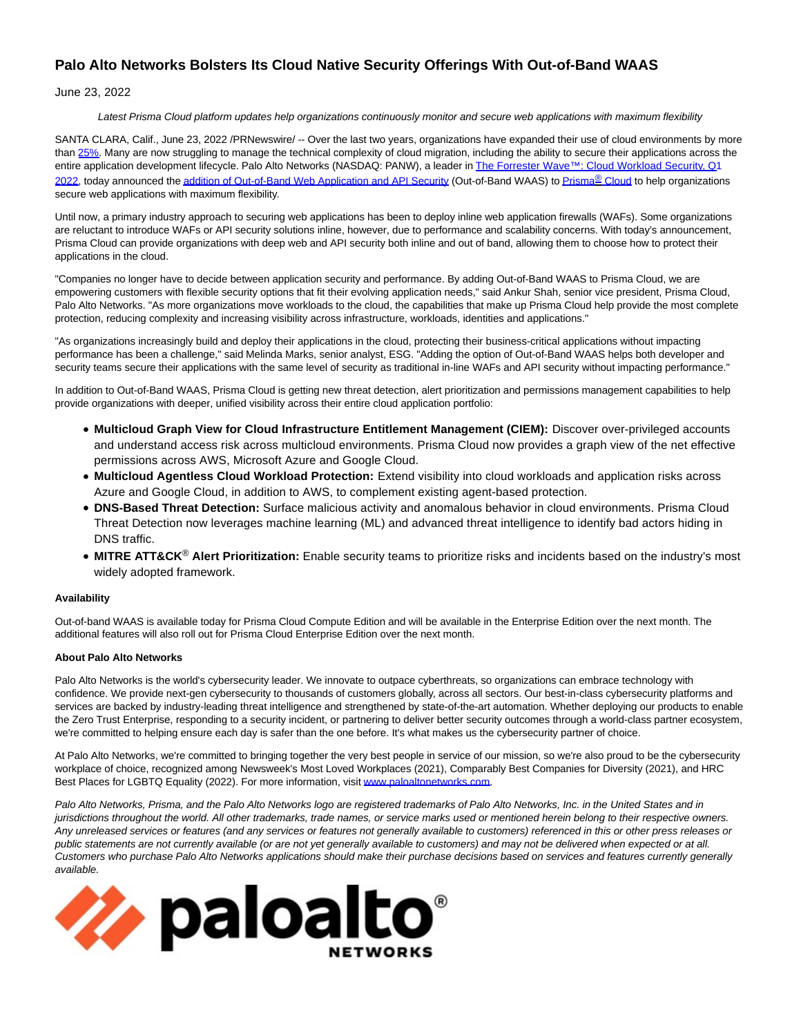# Palo Alto Networks Bolsters Its Cloud Native Security Offerings With Out-of-Band WAAS

June 23, 2022

*Latest Prisma Cloud platform updates help organizations continuously monitor and secure web applications with maximum flexibility*

SANTA CLARA, Calif., June 23, 2022 /PRNewswire/ -- Over the last two years, organizations have expanded their use of cloud environments by more than 25%. Many are now struggling to manage the technical complexity of cloud migration, including the ability to secure their applications across the entire application development lifecycle. Palo Alto Networks (NASDAQ: PANW), a leader in The Forrester Wave™: Cloud Workload Security, Q1 2022, today announced the addition of Out-of-Band Web Application and API Security (Out-of-Band WAAS) to Prisma® Cloud to help organizations secure web applications with maximum flexibility.

Until now, a primary industry approach to securing web applications has been to deploy inline web application firewalls (WAFs). Some organizations are reluctant to introduce WAFs or API security solutions inline, however, due to performance and scalability concerns. With today's announcement, Prisma Cloud can provide organizations with deep web and API security both inline and out of band, allowing them to choose how to protect their applications in the cloud.

"Companies no longer have to decide between application security and performance. By adding Out-of-Band WAAS to Prisma Cloud, we are empowering customers with flexible security options that fit their evolving application needs," said Ankur Shah, senior vice president, Prisma Cloud, Palo Alto Networks. "As more organizations move workloads to the cloud, the capabilities that make up Prisma Cloud help provide the most complete protection, reducing complexity and increasing visibility across infrastructure, workloads, identities and applications."

"As organizations increasingly build and deploy their applications in the cloud, protecting their business-critical applications without impacting performance has been a challenge," said Melinda Marks, senior analyst, ESG. "Adding the option of Out-of-Band WAAS helps both developer and security teams secure their applications with the same level of security as traditional in-line WAFs and API security without impacting performance."

In addition to Out-of-Band WAAS, Prisma Cloud is getting new threat detection, alert prioritization and permissions management capabilities to help provide organizations with deeper, unified visibility across their entire cloud application portfolio:

- **Multicloud Graph View for Cloud Infrastructure Entitlement Management (CIEM):** Discover over-privileged accounts and understand access risk across multicloud environments. Prisma Cloud now provides a graph view of the net effective permissions across AWS, Microsoft Azure and Google Cloud.
- **Multicloud Agentless Cloud Workload Protection:** Extend visibility into cloud workloads and application risks across Azure and Google Cloud, in addition to AWS, to complement existing agent-based protection.
- **DNS-Based Threat Detection:** Surface malicious activity and anomalous behavior in cloud environments. Prisma Cloud Threat Detection now leverages machine learning (ML) and advanced threat intelligence to identify bad actors hiding in DNS traffic.
- **MITRE ATT&CK® Alert Prioritization:** Enable security teams to prioritize risks and incidents based on the industry's most widely adopted framework.

**Availability**

Out-of-band WAAS is available today for Prisma Cloud Compute Edition and will be available in the Enterprise Edition over the next month. The additional features will also roll out for Prisma Cloud Enterprise Edition over the next month.

**About Palo Alto Networks**

Palo Alto Networks is the world's cybersecurity leader. We innovate to outpace cyberthreats, so organizations can embrace technology with confidence. We provide next-gen cybersecurity to thousands of customers globally, across all sectors. Our best-in-class cybersecurity platforms and services are backed by industry-leading threat intelligence and strengthened by state-of-the-art automation. Whether deploying our products to enable the Zero Trust Enterprise, responding to a security incident, or partnering to deliver better security outcomes through a world-class partner ecosystem, we're committed to helping ensure each day is safer than the one before. It's what makes us the cybersecurity partner of choice.

At Palo Alto Networks, we're committed to bringing together the very best people in service of our mission, so we're also proud to be the cybersecurity workplace of choice, recognized among Newsweek's Most Loved Workplaces (2021), Comparably Best Companies for Diversity (2021), and HRC Best Places for LGBTQ Equality (2022). For more information, visit www.paloaltonetworks.com.

*Palo Alto Networks, Prisma, and the Palo Alto Networks logo are registered trademarks of Palo Alto Networks, Inc. in the United States and in jurisdictions throughout the world. All other trademarks, trade names, or service marks used or mentioned herein belong to their respective owners. Any unreleased services or features (and any services or features not generally available to customers) referenced in this or other press releases or public statements are not currently available (or are not yet generally available to customers) and may not be delivered when expected or at all. Customers who purchase Palo Alto Networks applications should make their purchase decisions based on services and features currently generally available.*

paloalto® NETWORKS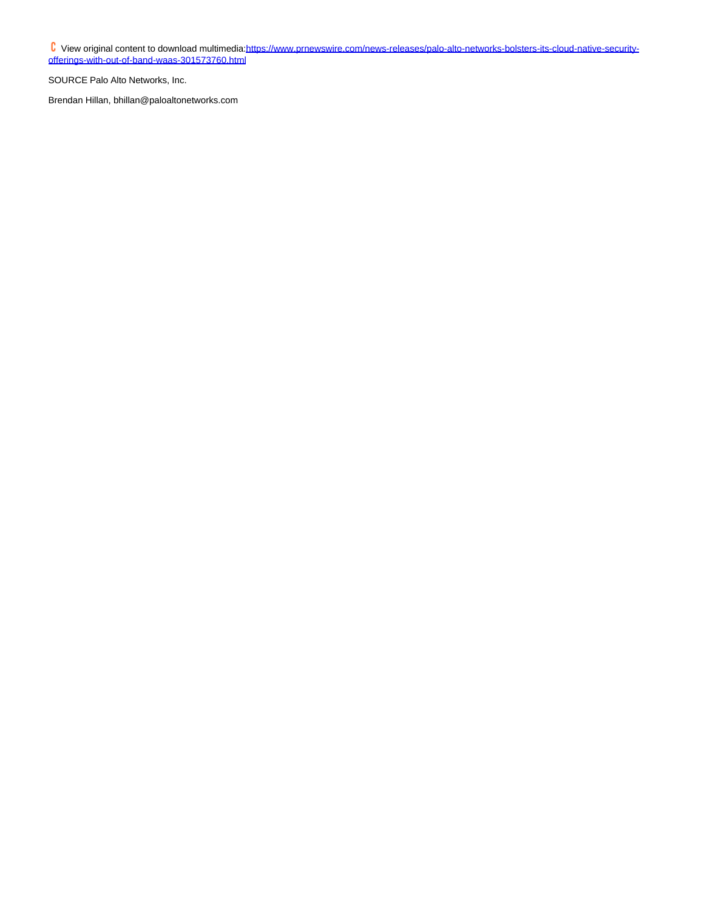View original content to download multimedia:https://www.prnewswire.com/news-releases/palo-alto-networks-bolsters-its-cloud-native-security-offerings-with-out-of-band-waas-301573760.html

SOURCE Palo Alto Networks, Inc.

Brendan Hillan, bhillan@paloaltonetworks.com